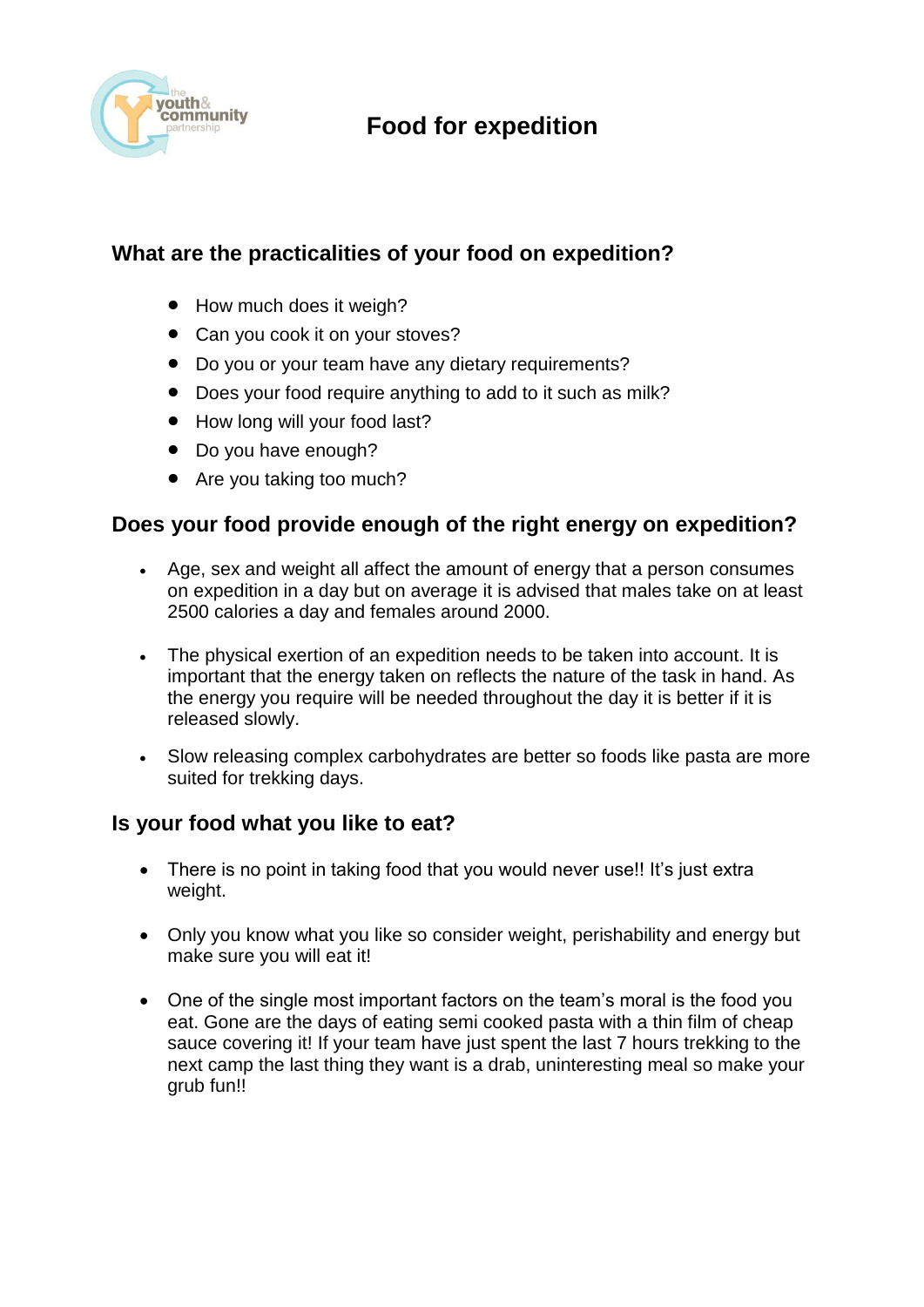# Food for expedition

## What are the practicalities of your food on expedition?

- How much does it weigh?
- Can you cook it on your stoves?
- Do you or your team have any dietary requirements?
- Does your food require anything to add to it such as milk?
- How long will your food last?
- Do you have enough?
- Are you taking too much?

## Does your food provide enough of the right energy on expedition?

- Age, sex and weight all affect the amount of energy that a person consumes on expedition in a day but on average it is advised that males take on at least 2500 calories a day and females around 2000.

- The physical exertion of an expedition needs to be taken into account. It is important that the energy taken on reflects the nature of the task in hand. As the energy you require will be needed throughout the day it is better if it is released slowly.

- Slow releasing complex carbohydrates are better so foods like pasta are more suited for trekking days.

## Is your food what you like to eat?

- There is no point in taking food that you would never use!! It's just extra weight.

- Only you know what you like so consider weight, perishability and energy but make sure you will eat it!

- One of the single most important factors on the team's moral is the food you eat. Gone are the days of eating semi cooked pasta with a thin film of cheap sauce covering it! If your team have just spent the last 7 hours trekking to the next camp the last thing they want is a drab, uninteresting meal so make your grub fun!!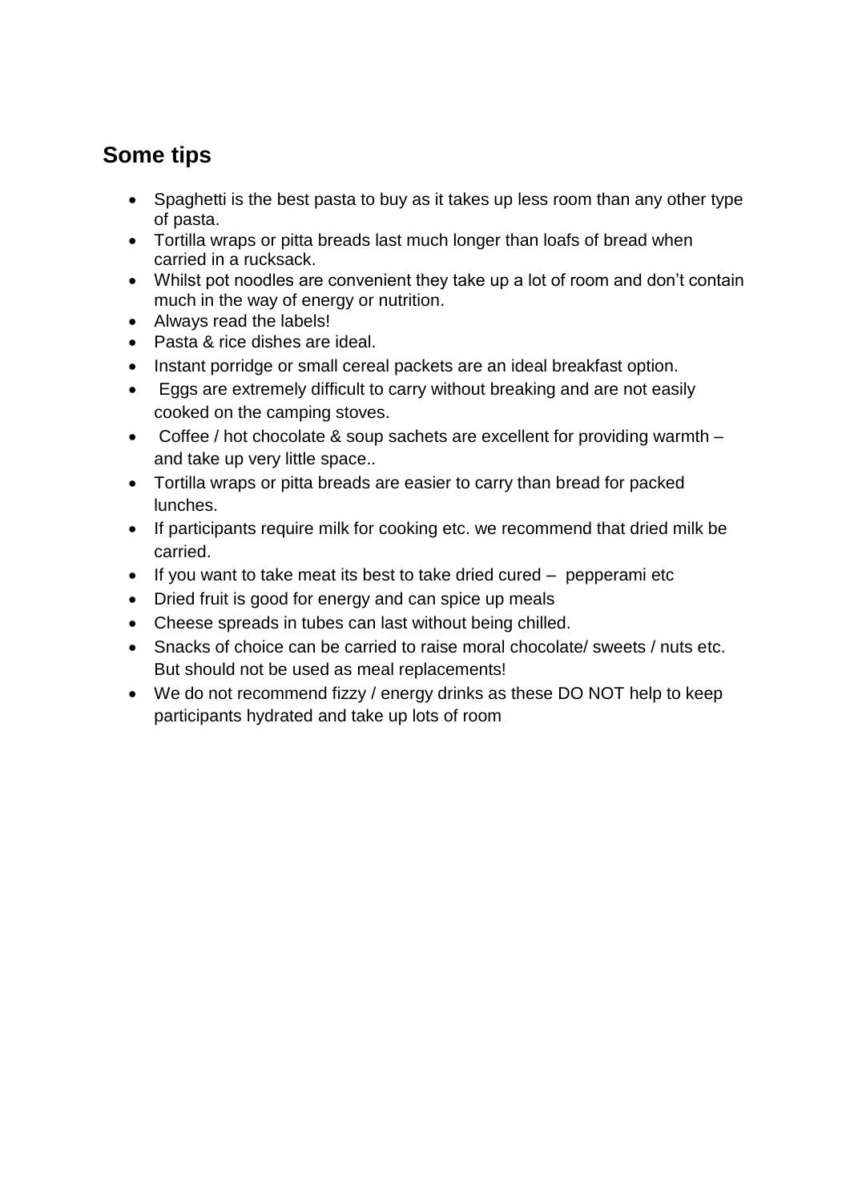## Some tips

- Spaghetti is the best pasta to buy as it takes up less room than any other type of pasta.
- Tortilla wraps or pitta breads last much longer than loafs of bread when carried in a rucksack.
- Whilst pot noodles are convenient they take up a lot of room and don't contain much in the way of energy or nutrition.
- Always read the labels!
- Pasta & rice dishes are ideal.
- Instant porridge or small cereal packets are an ideal breakfast option.
- Eggs are extremely difficult to carry without breaking and are not easily cooked on the camping stoves.
- Coffee / hot chocolate & soup sachets are excellent for providing warmth – and take up very little space..
- Tortilla wraps or pitta breads are easier to carry than bread for packed lunches.
- If participants require milk for cooking etc. we recommend that dried milk be carried.
- If you want to take meat its best to take dried cured – pepperami etc
- Dried fruit is good for energy and can spice up meals
- Cheese spreads in tubes can last without being chilled.
- Snacks of choice can be carried to raise moral chocolate/ sweets / nuts etc. But should not be used as meal replacements!
- We do not recommend fizzy / energy drinks as these DO NOT help to keep participants hydrated and take up lots of room